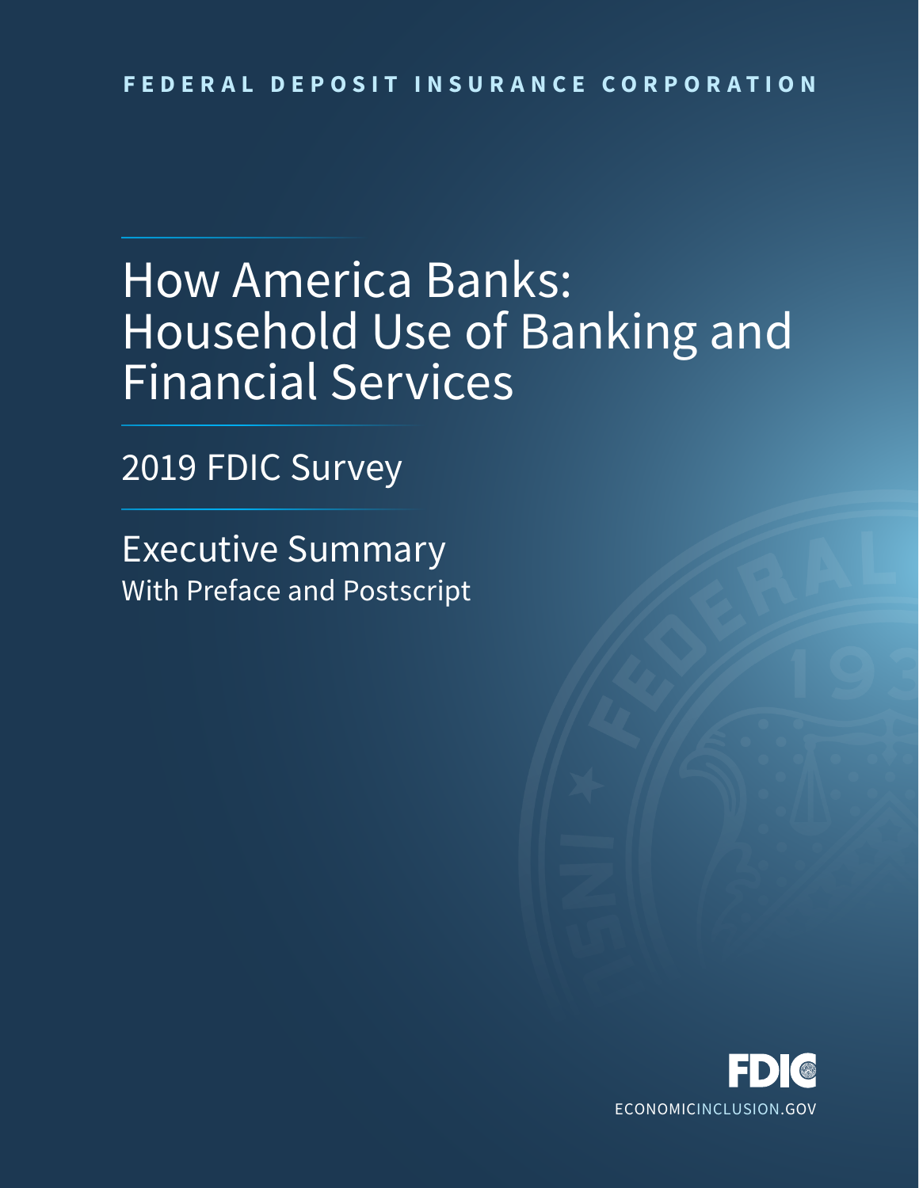FEDERAL DEPOSIT INSURANCE CORPORATION

# How America Banks: Household Use of Banking and Financial Services

## 2019 FDIC Survey

## Executive Summary

With Preface and Postscript

FDIC

ECONOMICINCLUSION.GOV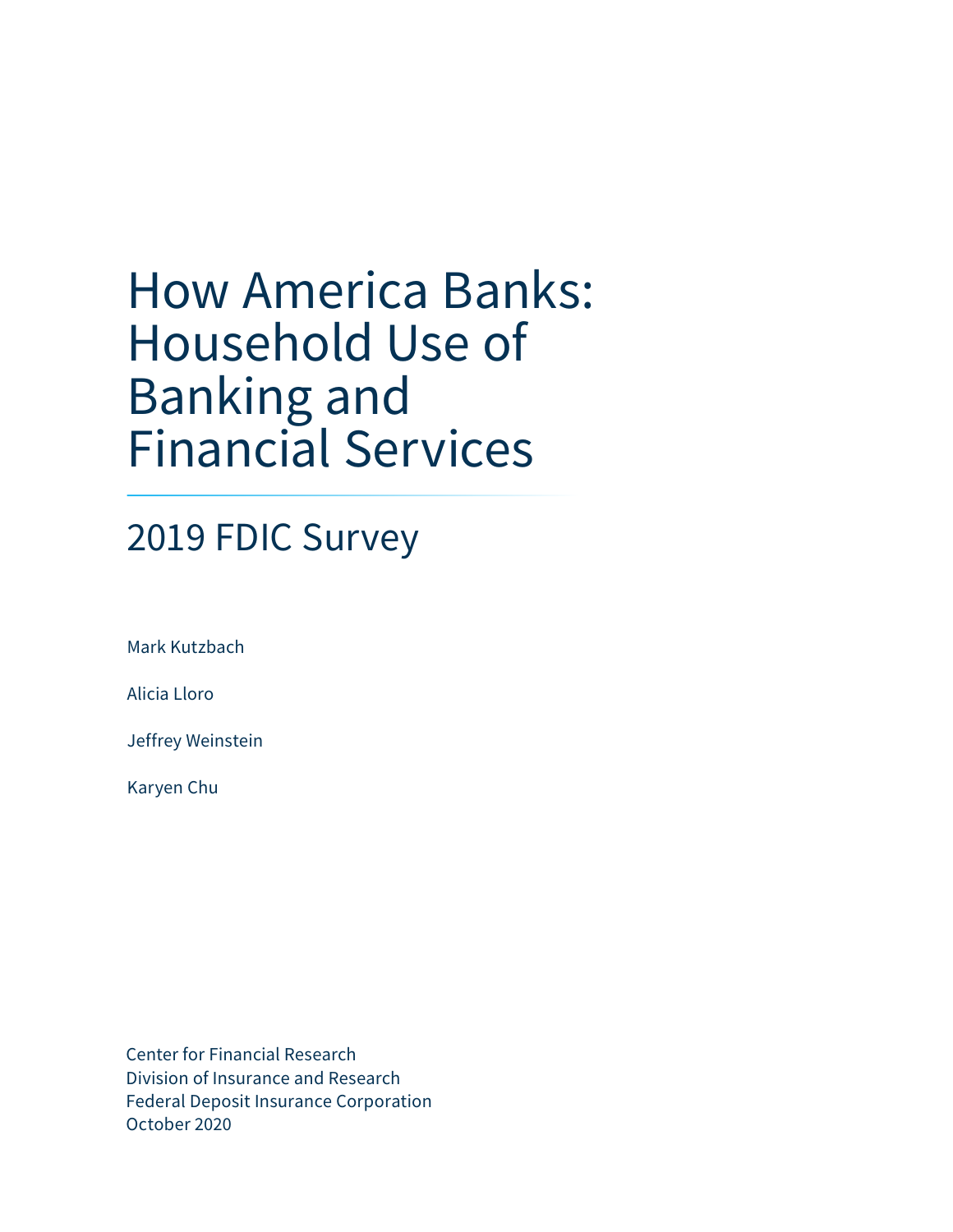# How America Banks: Household Use of Banking and Financial Services

## 2019 FDIC Survey

Mark Kutzbach

Alicia Lloro

Jeffrey Weinstein

Karyen Chu

Center for Financial Research
Division of Insurance and Research
Federal Deposit Insurance Corporation
October 2020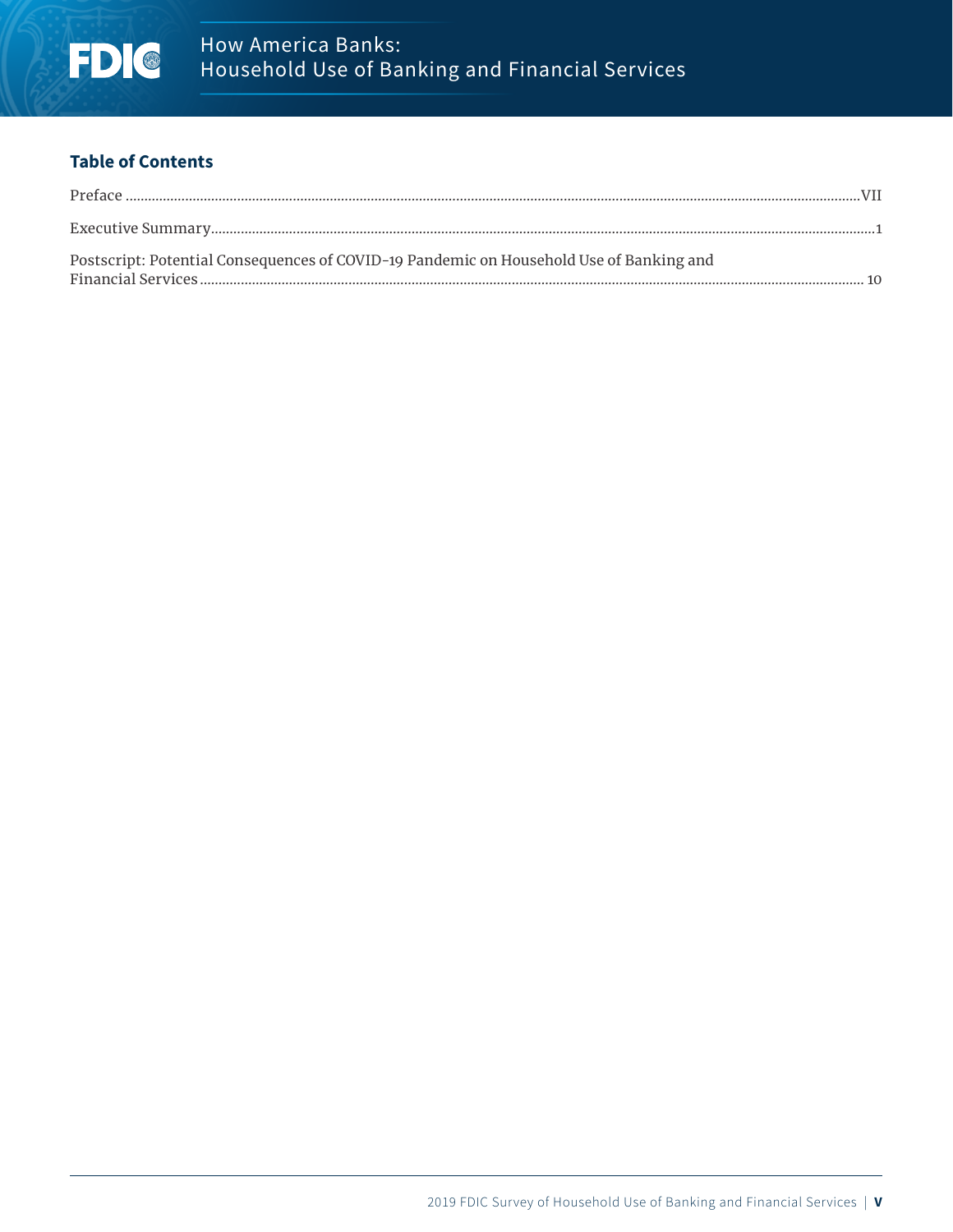## Table of Contents

Preface ....................................................................................................................................................................VII

Executive Summary.......................................................................................................................................................1

Postscript: Potential Consequences of COVID-19 Pandemic on Household Use of Banking and Financial Services ...................................................................................................................................................... 10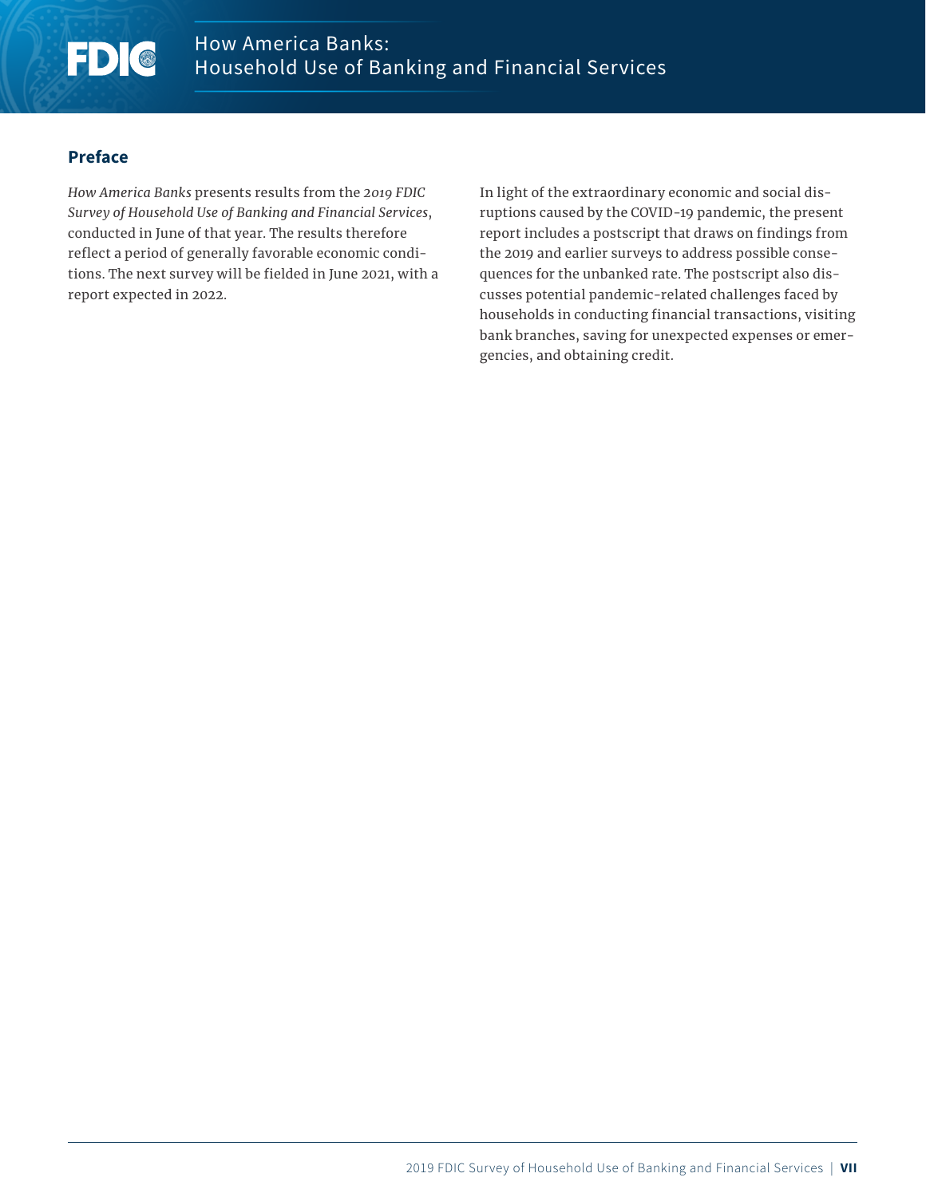## Preface

*How America Banks* presents results from the *2019 FDIC Survey of Household Use of Banking and Financial Services*, conducted in June of that year. The results therefore reflect a period of generally favorable economic conditions. The next survey will be fielded in June 2021, with a report expected in 2022.

In light of the extraordinary economic and social disruptions caused by the COVID-19 pandemic, the present report includes a postscript that draws on findings from the 2019 and earlier surveys to address possible consequences for the unbanked rate. The postscript also discusses potential pandemic-related challenges faced by households in conducting financial transactions, visiting bank branches, saving for unexpected expenses or emergencies, and obtaining credit.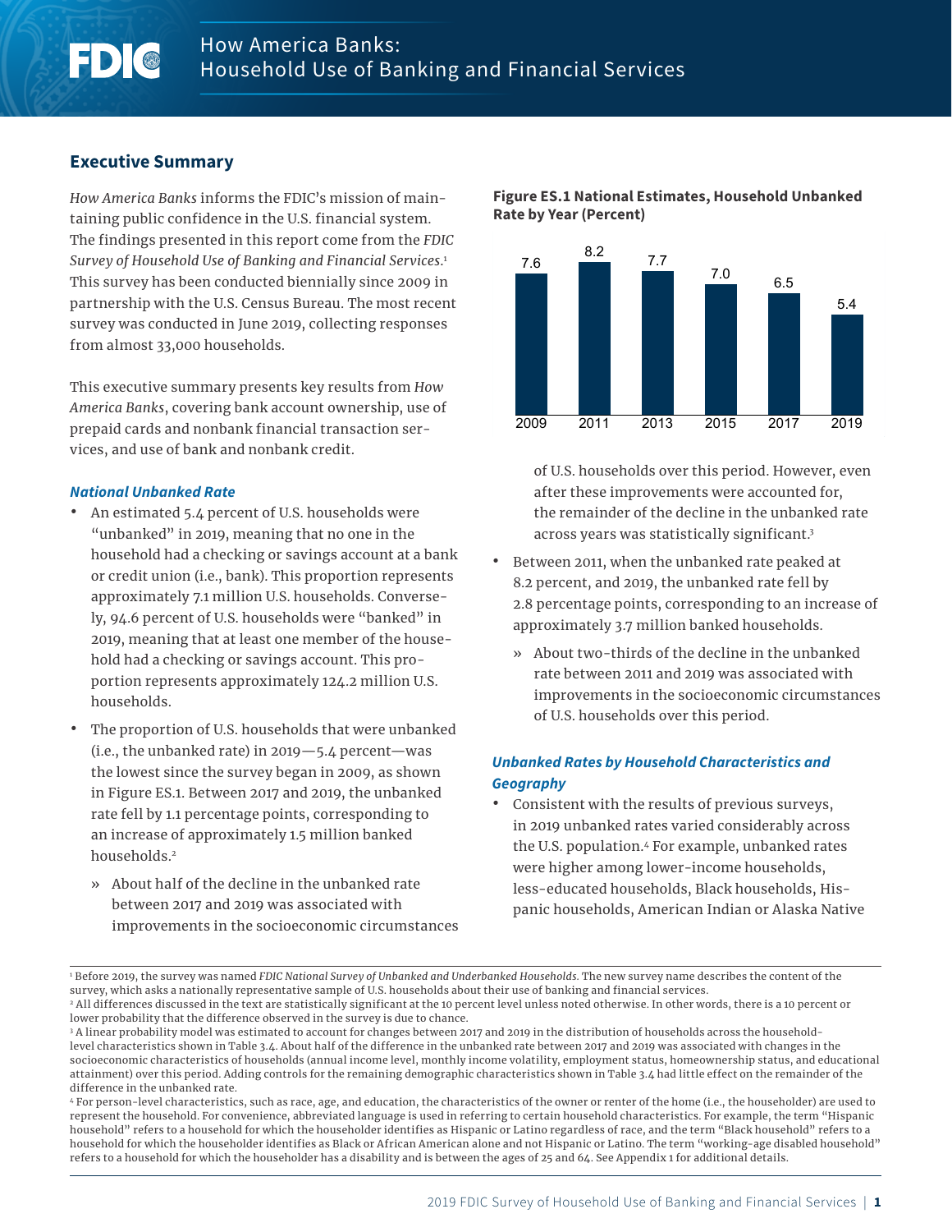# How America Banks: Household Use of Banking and Financial Services

## Executive Summary

*How America Banks* informs the FDIC's mission of maintaining public confidence in the U.S. financial system. The findings presented in this report come from the *FDIC Survey of Household Use of Banking and Financial Services*.[1] This survey has been conducted biennially since 2009 in partnership with the U.S. Census Bureau. The most recent survey was conducted in June 2019, collecting responses from almost 33,000 households.

This executive summary presents key results from *How America Banks*, covering bank account ownership, use of prepaid cards and nonbank financial transaction services, and use of bank and nonbank credit.

### *National Unbanked Rate*

- An estimated 5.4 percent of U.S. households were "unbanked" in 2019, meaning that no one in the household had a checking or savings account at a bank or credit union (i.e., bank). This proportion represents approximately 7.1 million U.S. households. Conversely, 94.6 percent of U.S. households were "banked" in 2019, meaning that at least one member of the household had a checking or savings account. This proportion represents approximately 124.2 million U.S. households.
- The proportion of U.S. households that were unbanked (i.e., the unbanked rate) in 2019—5.4 percent—was the lowest since the survey began in 2009, as shown in Figure ES.1. Between 2017 and 2019, the unbanked rate fell by 1.1 percentage points, corresponding to an increase of approximately 1.5 million banked households.[2]
  - » About half of the decline in the unbanked rate between 2017 and 2019 was associated with improvements in the socioeconomic circumstances of U.S. households over this period. However, even after these improvements were accounted for, the remainder of the decline in the unbanked rate across years was statistically significant.[3]
- Between 2011, when the unbanked rate peaked at 8.2 percent, and 2019, the unbanked rate fell by 2.8 percentage points, corresponding to an increase of approximately 3.7 million banked households.
  - » About two-thirds of the decline in the unbanked rate between 2011 and 2019 was associated with improvements in the socioeconomic circumstances of U.S. households over this period.

**Figure ES.1 National Estimates, Household Unbanked Rate by Year (Percent)**

| 2009 | 2011 | 2013 | 2015 | 2017 | 2019 |
|---|---|---|---|---|---|
| 7.6 | 8.2 | 7.7 | 7.0 | 6.5 | 5.4 |

### *Unbanked Rates by Household Characteristics and Geography*

- Consistent with the results of previous surveys, in 2019 unbanked rates varied considerably across the U.S. population.[4] For example, unbanked rates were higher among lower-income households, less-educated households, Black households, Hispanic households, American Indian or Alaska Native

---

[1] Before 2019, the survey was named *FDIC National Survey of Unbanked and Underbanked Households*. The new survey name describes the content of the survey, which asks a nationally representative sample of U.S. households about their use of banking and financial services.

[2] All differences discussed in the text are statistically significant at the 10 percent level unless noted otherwise. In other words, there is a 10 percent or lower probability that the difference observed in the survey is due to chance.

[3] A linear probability model was estimated to account for changes between 2017 and 2019 in the distribution of households across the household-level characteristics shown in Table 3.4. About half of the difference in the unbanked rate between 2017 and 2019 was associated with changes in the socioeconomic characteristics of households (annual income level, monthly income volatility, employment status, homeownership status, and educational attainment) over this period. Adding controls for the remaining demographic characteristics shown in Table 3.4 had little effect on the remainder of the difference in the unbanked rate.

[4] For person-level characteristics, such as race, age, and education, the characteristics of the owner or renter of the home (i.e., the householder) are used to represent the household. For convenience, abbreviated language is used in referring to certain household characteristics. For example, the term "Hispanic household" refers to a household for which the householder identifies as Hispanic or Latino regardless of race, and the term "Black household" refers to a household for which the householder identifies as Black or African American alone and not Hispanic or Latino. The term "working-age disabled household" refers to a household for which the householder has a disability and is between the ages of 25 and 64. See Appendix 1 for additional details.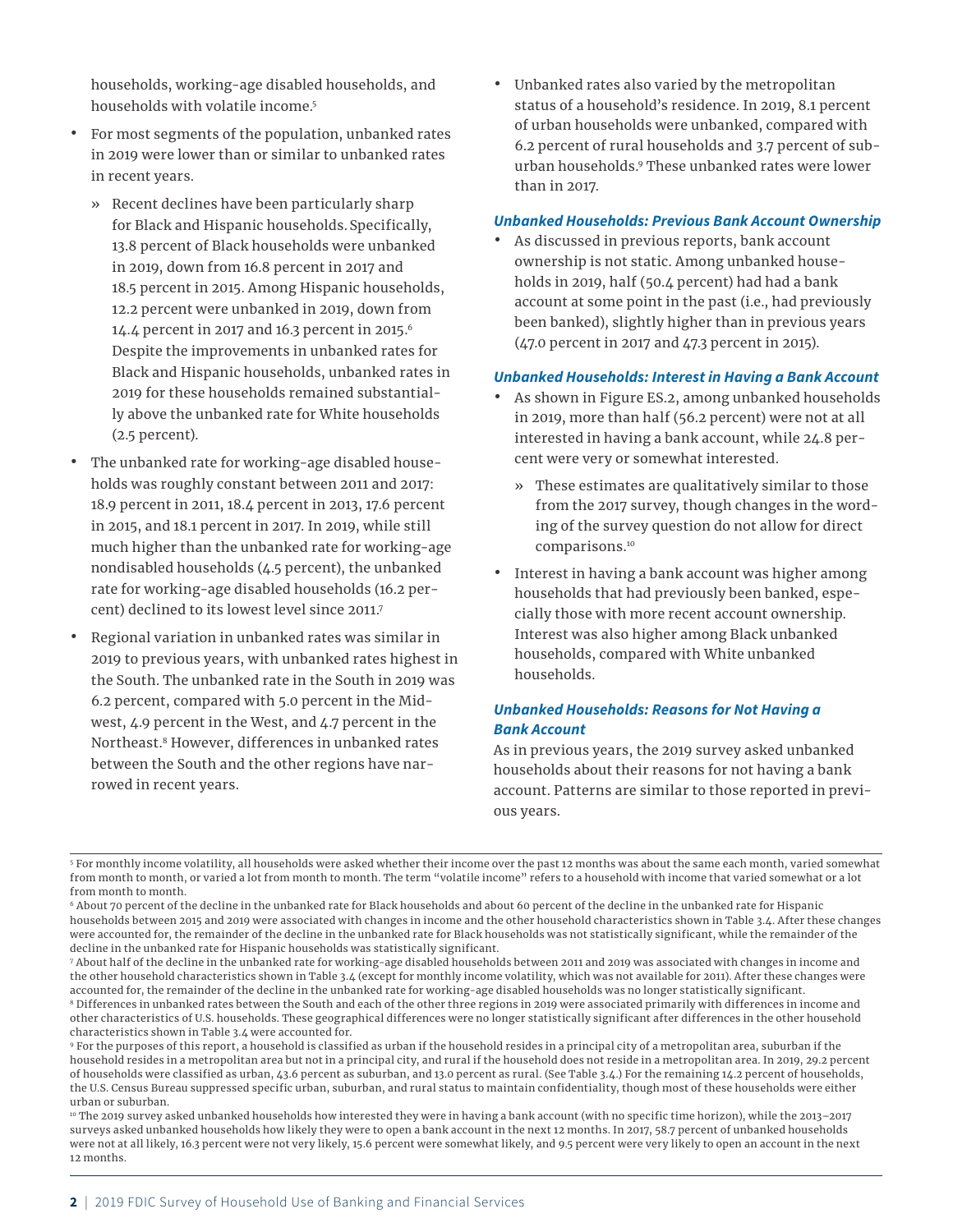households, working-age disabled households, and households with volatile income.[5]

- For most segments of the population, unbanked rates in 2019 were lower than or similar to unbanked rates in recent years.
  - Recent declines have been particularly sharp for Black and Hispanic households. Specifically, 13.8 percent of Black households were unbanked in 2019, down from 16.8 percent in 2017 and 18.5 percent in 2015. Among Hispanic households, 12.2 percent were unbanked in 2019, down from 14.4 percent in 2017 and 16.3 percent in 2015.[6] Despite the improvements in unbanked rates for Black and Hispanic households, unbanked rates in 2019 for these households remained substantially above the unbanked rate for White households (2.5 percent).
- The unbanked rate for working-age disabled households was roughly constant between 2011 and 2017: 18.9 percent in 2011, 18.4 percent in 2013, 17.6 percent in 2015, and 18.1 percent in 2017. In 2019, while still much higher than the unbanked rate for working-age nondisabled households (4.5 percent), the unbanked rate for working-age disabled households (16.2 percent) declined to its lowest level since 2011.[7]
- Regional variation in unbanked rates was similar in 2019 to previous years, with unbanked rates highest in the South. The unbanked rate in the South in 2019 was 6.2 percent, compared with 5.0 percent in the Midwest, 4.9 percent in the West, and 4.7 percent in the Northeast.[8] However, differences in unbanked rates between the South and the other regions have narrowed in recent years.
- Unbanked rates also varied by the metropolitan status of a household's residence. In 2019, 8.1 percent of urban households were unbanked, compared with 6.2 percent of rural households and 3.7 percent of suburban households.[9] These unbanked rates were lower than in 2017.

### *Unbanked Households: Previous Bank Account Ownership*

- As discussed in previous reports, bank account ownership is not static. Among unbanked households in 2019, half (50.4 percent) had had a bank account at some point in the past (i.e., had previously been banked), slightly higher than in previous years (47.0 percent in 2017 and 47.3 percent in 2015).

### *Unbanked Households: Interest in Having a Bank Account*

- As shown in Figure ES.2, among unbanked households in 2019, more than half (56.2 percent) were not at all interested in having a bank account, while 24.8 percent were very or somewhat interested.
  - These estimates are qualitatively similar to those from the 2017 survey, though changes in the wording of the survey question do not allow for direct comparisons.[10]
- Interest in having a bank account was higher among households that had previously been banked, especially those with more recent account ownership. Interest was also higher among Black unbanked households, compared with White unbanked households.

### *Unbanked Households: Reasons for Not Having a Bank Account*

As in previous years, the 2019 survey asked unbanked households about their reasons for not having a bank account. Patterns are similar to those reported in previous years.

---

[5] For monthly income volatility, all households were asked whether their income over the past 12 months was about the same each month, varied somewhat from month to month, or varied a lot from month to month. The term "volatile income" refers to a household with income that varied somewhat or a lot from month to month.

[6] About 70 percent of the decline in the unbanked rate for Black households and about 60 percent of the decline in the unbanked rate for Hispanic households between 2015 and 2019 were associated with changes in income and the other household characteristics shown in Table 3.4. After these changes were accounted for, the remainder of the decline in the unbanked rate for Black households was not statistically significant, while the remainder of the decline in the unbanked rate for Hispanic households was statistically significant.

[7] About half of the decline in the unbanked rate for working-age disabled households between 2011 and 2019 was associated with changes in income and the other household characteristics shown in Table 3.4 (except for monthly income volatility, which was not available for 2011). After these changes were accounted for, the remainder of the decline in the unbanked rate for working-age disabled households was no longer statistically significant.

[8] Differences in unbanked rates between the South and each of the other three regions in 2019 were associated primarily with differences in income and other characteristics of U.S. households. These geographical differences were no longer statistically significant after differences in the other household characteristics shown in Table 3.4 were accounted for.

[9] For the purposes of this report, a household is classified as urban if the household resides in a principal city of a metropolitan area, suburban if the household resides in a metropolitan area but not in a principal city, and rural if the household does not reside in a metropolitan area. In 2019, 29.2 percent of households were classified as urban, 43.6 percent as suburban, and 13.0 percent as rural. (See Table 3.4.) For the remaining 14.2 percent of households, the U.S. Census Bureau suppressed specific urban, suburban, and rural status to maintain confidentiality, though most of these households were either urban or suburban.

[10] The 2019 survey asked unbanked households how interested they were in having a bank account (with no specific time horizon), while the 2013–2017 surveys asked unbanked households how likely they were to open a bank account in the next 12 months. In 2017, 58.7 percent of unbanked households were not at all likely, 16.3 percent were not very likely, 15.6 percent were somewhat likely, and 9.5 percent were very likely to open an account in the next 12 months.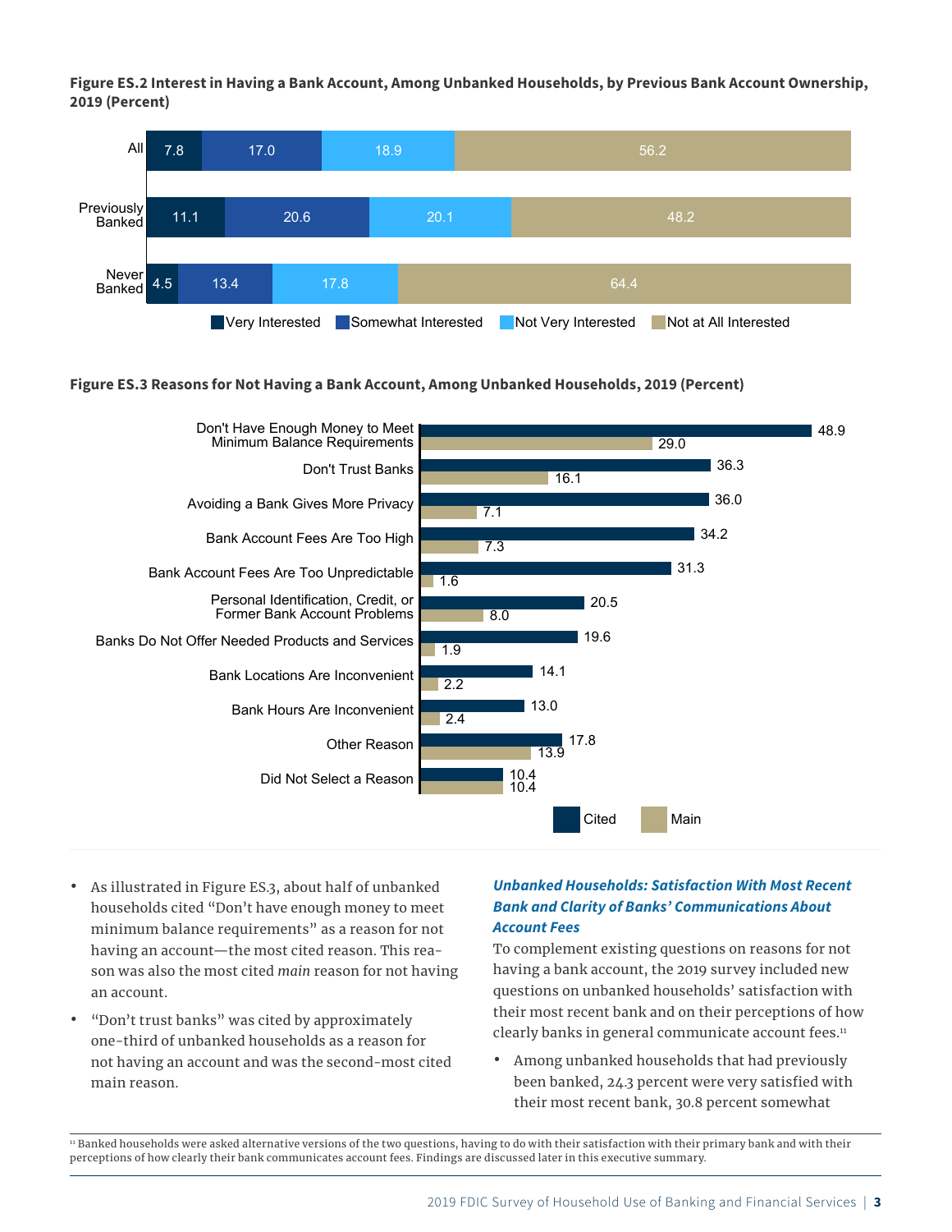**Figure ES.2 Interest in Having a Bank Account, Among Unbanked Households, by Previous Bank Account Ownership, 2019 (Percent)**

| | Very Interested | Somewhat Interested | Not Very Interested | Not at All Interested |
|---|---|---|---|---|
| All | 7.8 | 17.0 | 18.9 | 56.2 |
| Previously Banked | 11.1 | 20.6 | 20.1 | 48.2 |
| Never Banked | 4.5 | 13.4 | 17.8 | 64.4 |

**Figure ES.3 Reasons for Not Having a Bank Account, Among Unbanked Households, 2019 (Percent)**

| Reason | Cited | Main |
|---|---|---|
| Don't Have Enough Money to Meet Minimum Balance Requirements | 48.9 | 29.0 |
| Don't Trust Banks | 36.3 | 16.1 |
| Avoiding a Bank Gives More Privacy | 36.0 | 7.1 |
| Bank Account Fees Are Too High | 34.2 | 7.3 |
| Bank Account Fees Are Too Unpredictable | 31.3 | 1.6 |
| Personal Identification, Credit, or Former Bank Account Problems | 20.5 | 8.0 |
| Banks Do Not Offer Needed Products and Services | 19.6 | 1.9 |
| Bank Locations Are Inconvenient | 14.1 | 2.2 |
| Bank Hours Are Inconvenient | 13.0 | 2.4 |
| Other Reason | 17.8 | 13.9 |
| Did Not Select a Reason | 10.4 | 10.4 |

- As illustrated in Figure ES.3, about half of unbanked households cited "Don't have enough money to meet minimum balance requirements" as a reason for not having an account—the most cited reason. This reason was also the most cited *main* reason for not having an account.
- "Don't trust banks" was cited by approximately one-third of unbanked households as a reason for not having an account and was the second-most cited main reason.

### *Unbanked Households: Satisfaction With Most Recent Bank and Clarity of Banks' Communications About Account Fees*

To complement existing questions on reasons for not having a bank account, the 2019 survey included new questions on unbanked households' satisfaction with their most recent bank and on their perceptions of how clearly banks in general communicate account fees.[11]

- Among unbanked households that had previously been banked, 24.3 percent were very satisfied with their most recent bank, 30.8 percent somewhat

[11] Banked households were asked alternative versions of the two questions, having to do with their satisfaction with their primary bank and with their perceptions of how clearly their bank communicates account fees. Findings are discussed later in this executive summary.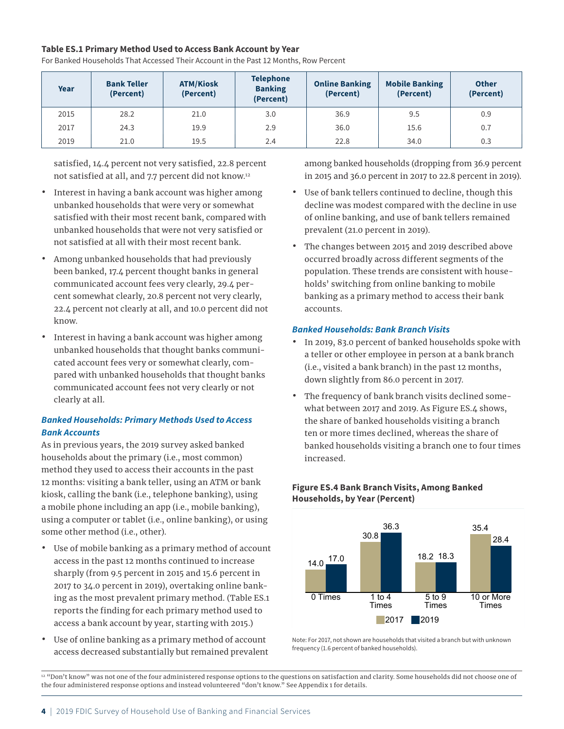**Table ES.1 Primary Method Used to Access Bank Account by Year**

For Banked Households That Accessed Their Account in the Past 12 Months, Row Percent

| Year | Bank Teller (Percent) | ATM/Kiosk (Percent) | Telephone Banking (Percent) | Online Banking (Percent) | Mobile Banking (Percent) | Other (Percent) |
|---|---|---|---|---|---|---|
| 2015 | 28.2 | 21.0 | 3.0 | 36.9 | 9.5 | 0.9 |
| 2017 | 24.3 | 19.9 | 2.9 | 36.0 | 15.6 | 0.7 |
| 2019 | 21.0 | 19.5 | 2.4 | 22.8 | 34.0 | 0.3 |

satisfied, 14.4 percent not very satisfied, 22.8 percent not satisfied at all, and 7.7 percent did not know.[12]

- Interest in having a bank account was higher among unbanked households that were very or somewhat satisfied with their most recent bank, compared with unbanked households that were not very satisfied or not satisfied at all with their most recent bank.
- Among unbanked households that had previously been banked, 17.4 percent thought banks in general communicated account fees very clearly, 29.4 percent somewhat clearly, 20.8 percent not very clearly, 22.4 percent not clearly at all, and 10.0 percent did not know.
- Interest in having a bank account was higher among unbanked households that thought banks communicated account fees very or somewhat clearly, compared with unbanked households that thought banks communicated account fees not very clearly or not clearly at all.

### *Banked Households: Primary Methods Used to Access Bank Accounts*

As in previous years, the 2019 survey asked banked households about the primary (i.e., most common) method they used to access their accounts in the past 12 months: visiting a bank teller, using an ATM or bank kiosk, calling the bank (i.e., telephone banking), using a mobile phone including an app (i.e., mobile banking), using a computer or tablet (i.e., online banking), or using some other method (i.e., other).

- Use of mobile banking as a primary method of account access in the past 12 months continued to increase sharply (from 9.5 percent in 2015 and 15.6 percent in 2017 to 34.0 percent in 2019), overtaking online banking as the most prevalent primary method. (Table ES.1 reports the finding for each primary method used to access a bank account by year, starting with 2015.)
- Use of online banking as a primary method of account access decreased substantially but remained prevalent among banked households (dropping from 36.9 percent in 2015 and 36.0 percent in 2017 to 22.8 percent in 2019).
- Use of bank tellers continued to decline, though this decline was modest compared with the decline in use of online banking, and use of bank tellers remained prevalent (21.0 percent in 2019).
- The changes between 2015 and 2019 described above occurred broadly across different segments of the population. These trends are consistent with households' switching from online banking to mobile banking as a primary method to access their bank accounts.

### *Banked Households: Bank Branch Visits*

- In 2019, 83.0 percent of banked households spoke with a teller or other employee in person at a bank branch (i.e., visited a bank branch) in the past 12 months, down slightly from 86.0 percent in 2017.
- The frequency of bank branch visits declined somewhat between 2017 and 2019. As Figure ES.4 shows, the share of banked households visiting a branch ten or more times declined, whereas the share of banked households visiting a branch one to four times increased.

**Figure ES.4 Bank Branch Visits, Among Banked Households, by Year (Percent)**

| | 2017 | 2019 |
|---|---|---|
| 0 Times | 14.0 | 17.0 |
| 1 to 4 Times | 30.8 | 36.3 |
| 5 to 9 Times | 18.2 | 18.3 |
| 10 or More Times | 35.4 | 28.4 |

Note: For 2017, not shown are households that visited a branch but with unknown frequency (1.6 percent of banked households).

[12] "Don't know" was not one of the four administered response options to the questions on satisfaction and clarity. Some households did not choose one of the four administered response options and instead volunteered "don't know." See Appendix 1 for details.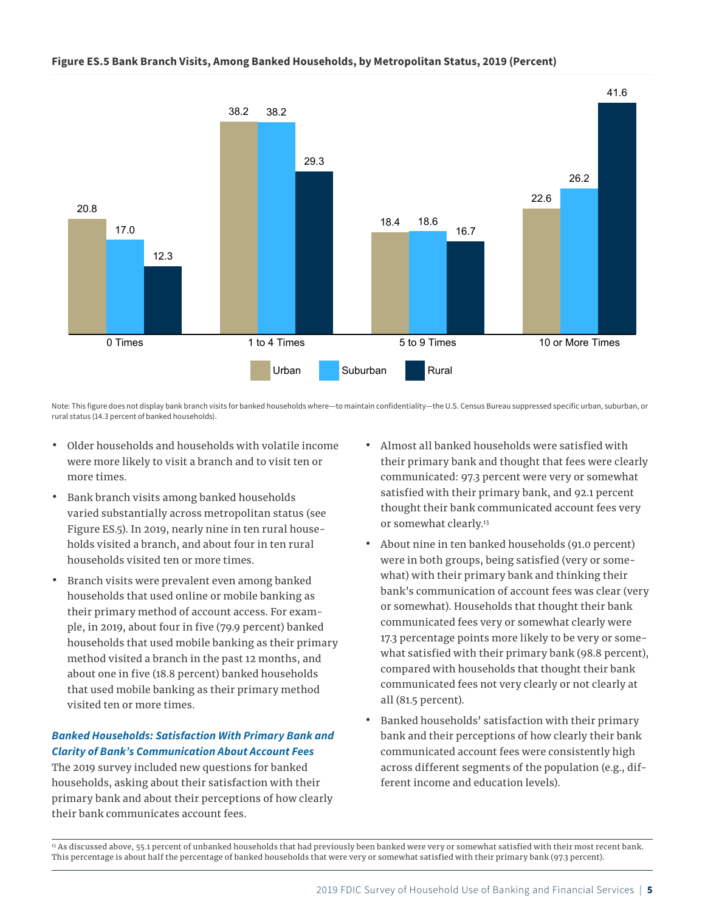**Figure ES.5 Bank Branch Visits, Among Banked Households, by Metropolitan Status, 2019 (Percent)**

| | Urban | Suburban | Rural |
|---|---|---|---|
| 0 Times | 20.8 | 17.0 | 12.3 |
| 1 to 4 Times | 38.2 | 38.2 | 29.3 |
| 5 to 9 Times | 18.4 | 18.6 | 16.7 |
| 10 or More Times | 22.6 | 26.2 | 41.6 |

Note: This figure does not display bank branch visits for banked households where—to maintain confidentiality—the U.S. Census Bureau suppressed specific urban, suburban, or rural status (14.3 percent of banked households).

- Older households and households with volatile income were more likely to visit a branch and to visit ten or more times.
- Bank branch visits among banked households varied substantially across metropolitan status (see Figure ES.5). In 2019, nearly nine in ten rural households visited a branch, and about four in ten rural households visited ten or more times.
- Branch visits were prevalent even among banked households that used online or mobile banking as their primary method of account access. For example, in 2019, about four in five (79.9 percent) banked households that used mobile banking as their primary method visited a branch in the past 12 months, and about one in five (18.8 percent) banked households that used mobile banking as their primary method visited ten or more times.

***Banked Households: Satisfaction With Primary Bank and Clarity of Bank's Communication About Account Fees***

The 2019 survey included new questions for banked households, asking about their satisfaction with their primary bank and about their perceptions of how clearly their bank communicates account fees.

- Almost all banked households were satisfied with their primary bank and thought that fees were clearly communicated: 97.3 percent were very or somewhat satisfied with their primary bank, and 92.1 percent thought their bank communicated account fees very or somewhat clearly.[13]
- About nine in ten banked households (91.0 percent) were in both groups, being satisfied (very or somewhat) with their primary bank and thinking their bank's communication of account fees was clear (very or somewhat). Households that thought their bank communicated fees very or somewhat clearly were 17.3 percentage points more likely to be very or somewhat satisfied with their primary bank (98.8 percent), compared with households that thought their bank communicated fees not very clearly or not clearly at all (81.5 percent).
- Banked households' satisfaction with their primary bank and their perceptions of how clearly their bank communicated account fees were consistently high across different segments of the population (e.g., different income and education levels).

[13] As discussed above, 55.1 percent of unbanked households that had previously been banked were very or somewhat satisfied with their most recent bank. This percentage is about half the percentage of banked households that were very or somewhat satisfied with their primary bank (97.3 percent).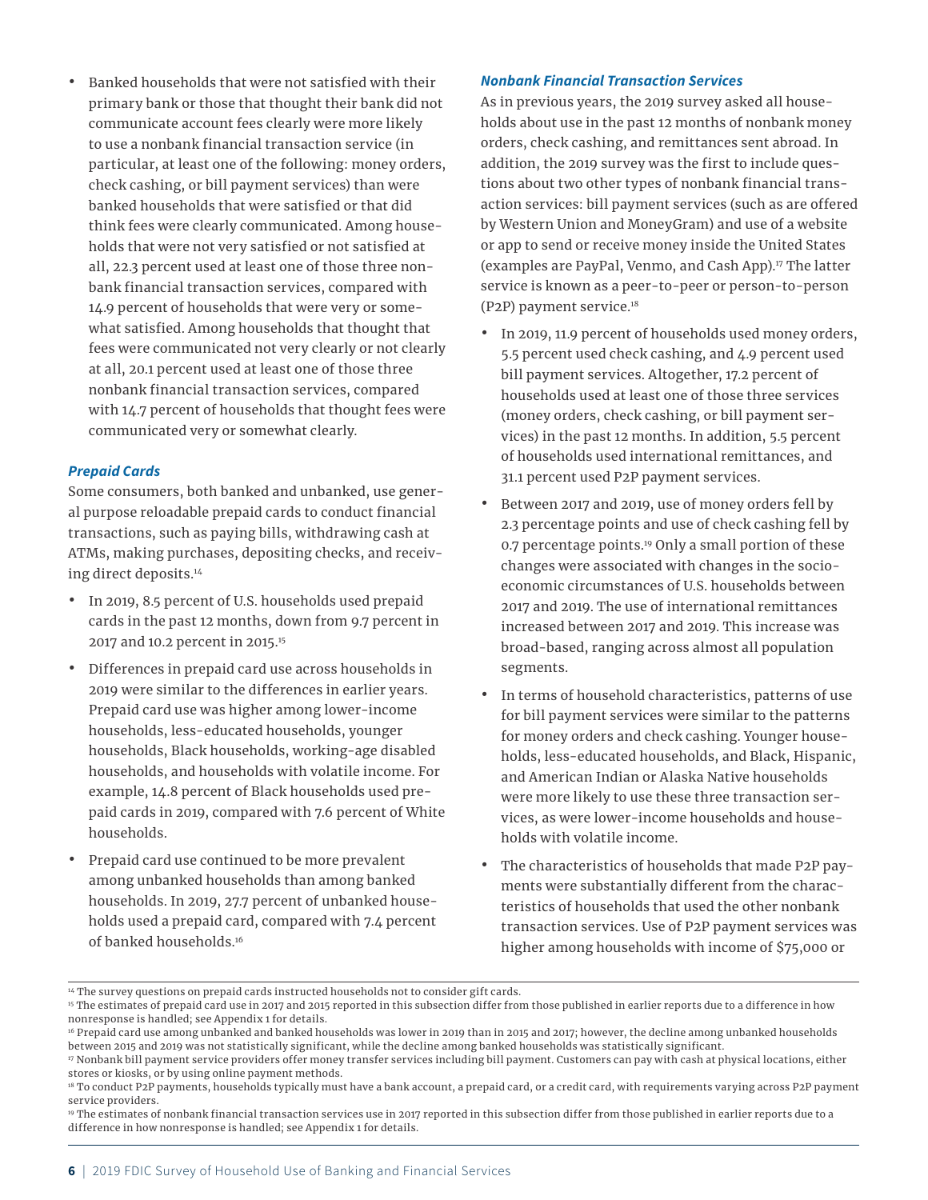- Banked households that were not satisfied with their primary bank or those that thought their bank did not communicate account fees clearly were more likely to use a nonbank financial transaction service (in particular, at least one of the following: money orders, check cashing, or bill payment services) than were banked households that were satisfied or that did think fees were clearly communicated. Among households that were not very satisfied or not satisfied at all, 22.3 percent used at least one of those three nonbank financial transaction services, compared with 14.9 percent of households that were very or somewhat satisfied. Among households that thought that fees were communicated not very clearly or not clearly at all, 20.1 percent used at least one of those three nonbank financial transaction services, compared with 14.7 percent of households that thought fees were communicated very or somewhat clearly.

### *Prepaid Cards*

Some consumers, both banked and unbanked, use general purpose reloadable prepaid cards to conduct financial transactions, such as paying bills, withdrawing cash at ATMs, making purchases, depositing checks, and receiving direct deposits.[14]

- In 2019, 8.5 percent of U.S. households used prepaid cards in the past 12 months, down from 9.7 percent in 2017 and 10.2 percent in 2015.[15]
- Differences in prepaid card use across households in 2019 were similar to the differences in earlier years. Prepaid card use was higher among lower-income households, less-educated households, younger households, Black households, working-age disabled households, and households with volatile income. For example, 14.8 percent of Black households used prepaid cards in 2019, compared with 7.6 percent of White households.
- Prepaid card use continued to be more prevalent among unbanked households than among banked households. In 2019, 27.7 percent of unbanked households used a prepaid card, compared with 7.4 percent of banked households.[16]

### *Nonbank Financial Transaction Services*

As in previous years, the 2019 survey asked all households about use in the past 12 months of nonbank money orders, check cashing, and remittances sent abroad. In addition, the 2019 survey was the first to include questions about two other types of nonbank financial transaction services: bill payment services (such as are offered by Western Union and MoneyGram) and use of a website or app to send or receive money inside the United States (examples are PayPal, Venmo, and Cash App).[17] The latter service is known as a peer-to-peer or person-to-person (P2P) payment service.[18]

- In 2019, 11.9 percent of households used money orders, 5.5 percent used check cashing, and 4.9 percent used bill payment services. Altogether, 17.2 percent of households used at least one of those three services (money orders, check cashing, or bill payment services) in the past 12 months. In addition, 5.5 percent of households used international remittances, and 31.1 percent used P2P payment services.
- Between 2017 and 2019, use of money orders fell by 2.3 percentage points and use of check cashing fell by 0.7 percentage points.[19] Only a small portion of these changes were associated with changes in the socioeconomic circumstances of U.S. households between 2017 and 2019. The use of international remittances increased between 2017 and 2019. This increase was broad-based, ranging across almost all population segments.
- In terms of household characteristics, patterns of use for bill payment services were similar to the patterns for money orders and check cashing. Younger households, less-educated households, and Black, Hispanic, and American Indian or Alaska Native households were more likely to use these three transaction services, as were lower-income households and households with volatile income.
- The characteristics of households that made P2P payments were substantially different from the characteristics of households that used the other nonbank transaction services. Use of P2P payment services was higher among households with income of $75,000 or

---

[14] The survey questions on prepaid cards instructed households not to consider gift cards.

[15] The estimates of prepaid card use in 2017 and 2015 reported in this subsection differ from those published in earlier reports due to a difference in how nonresponse is handled; see Appendix 1 for details.

[16] Prepaid card use among unbanked and banked households was lower in 2019 than in 2015 and 2017; however, the decline among unbanked households between 2015 and 2019 was not statistically significant, while the decline among banked households was statistically significant.

[17] Nonbank bill payment service providers offer money transfer services including bill payment. Customers can pay with cash at physical locations, either stores or kiosks, or by using online payment methods.

[18] To conduct P2P payments, households typically must have a bank account, a prepaid card, or a credit card, with requirements varying across P2P payment service providers.

[19] The estimates of nonbank financial transaction services use in 2017 reported in this subsection differ from those published in earlier reports due to a difference in how nonresponse is handled; see Appendix 1 for details.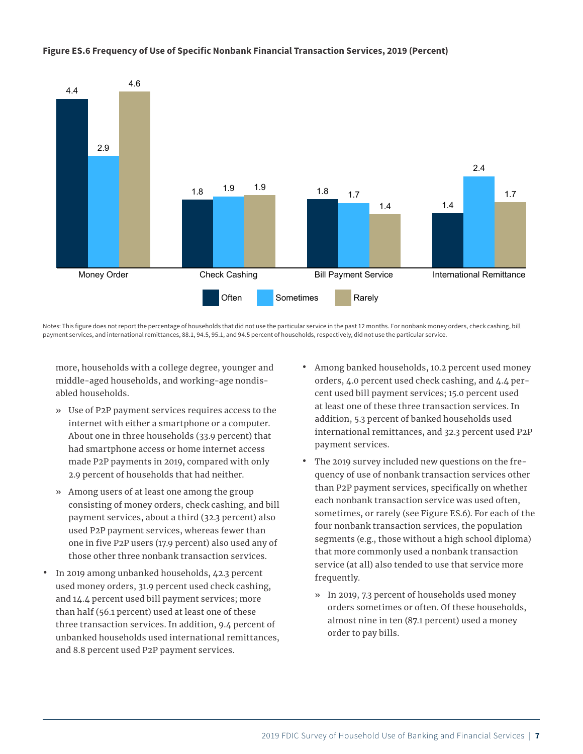**Figure ES.6 Frequency of Use of Specific Nonbank Financial Transaction Services, 2019 (Percent)**

| | Often | Sometimes | Rarely |
|---|---|---|---|
| Money Order | 4.4 | 2.9 | 4.6 |
| Check Cashing | 1.8 | 1.9 | 1.9 |
| Bill Payment Service | 1.8 | 1.7 | 1.4 |
| International Remittance | 1.4 | 2.4 | 1.7 |

Notes: This figure does not report the percentage of households that did not use the particular service in the past 12 months. For nonbank money orders, check cashing, bill payment services, and international remittances, 88.1, 94.5, 95.1, and 94.5 percent of households, respectively, did not use the particular service.

more, households with a college degree, younger and middle-aged households, and working-age nondisabled households.

» Use of P2P payment services requires access to the internet with either a smartphone or a computer. About one in three households (33.9 percent) that had smartphone access or home internet access made P2P payments in 2019, compared with only 2.9 percent of households that had neither.

» Among users of at least one among the group consisting of money orders, check cashing, and bill payment services, about a third (32.3 percent) also used P2P payment services, whereas fewer than one in five P2P users (17.9 percent) also used any of those other three nonbank transaction services.

- In 2019 among unbanked households, 42.3 percent used money orders, 31.9 percent used check cashing, and 14.4 percent used bill payment services; more than half (56.1 percent) used at least one of these three transaction services. In addition, 9.4 percent of unbanked households used international remittances, and 8.8 percent used P2P payment services.

- Among banked households, 10.2 percent used money orders, 4.0 percent used check cashing, and 4.4 percent used bill payment services; 15.0 percent used at least one of these three transaction services. In addition, 5.3 percent of banked households used international remittances, and 32.3 percent used P2P payment services.

- The 2019 survey included new questions on the frequency of use of nonbank transaction services other than P2P payment services, specifically on whether each nonbank transaction service was used often, sometimes, or rarely (see Figure ES.6). For each of the four nonbank transaction services, the population segments (e.g., those without a high school diploma) that more commonly used a nonbank transaction service (at all) also tended to use that service more frequently.

  » In 2019, 7.3 percent of households used money orders sometimes or often. Of these households, almost nine in ten (87.1 percent) used a money order to pay bills.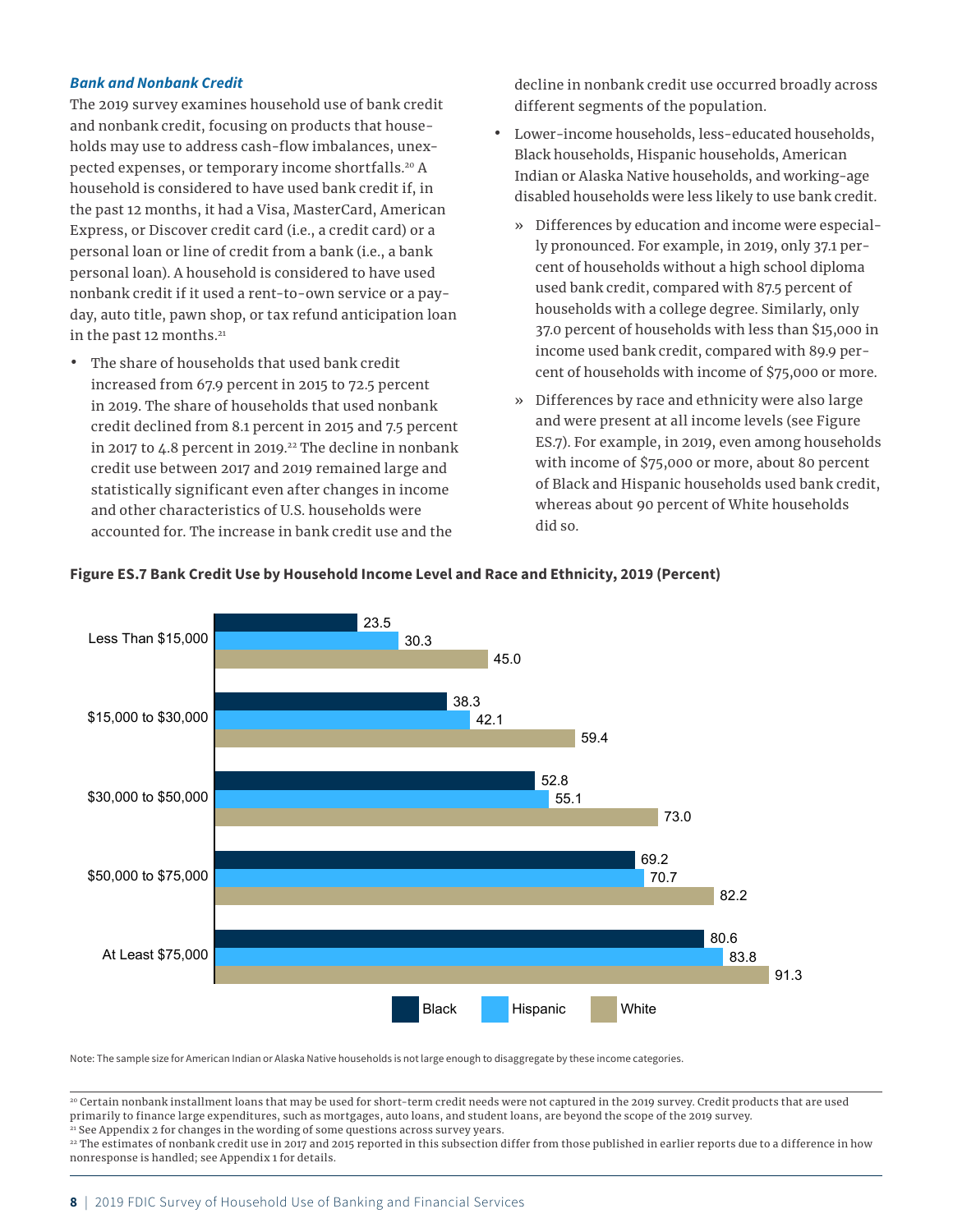### *Bank and Nonbank Credit*

The 2019 survey examines household use of bank credit and nonbank credit, focusing on products that households may use to address cash-flow imbalances, unexpected expenses, or temporary income shortfalls.[20] A household is considered to have used bank credit if, in the past 12 months, it had a Visa, MasterCard, American Express, or Discover credit card (i.e., a credit card) or a personal loan or line of credit from a bank (i.e., a bank personal loan). A household is considered to have used nonbank credit if it used a rent-to-own service or a payday, auto title, pawn shop, or tax refund anticipation loan in the past 12 months.[21]

- The share of households that used bank credit increased from 67.9 percent in 2015 to 72.5 percent in 2019. The share of households that used nonbank credit declined from 8.1 percent in 2015 and 7.5 percent in 2017 to 4.8 percent in 2019.[22] The decline in nonbank credit use between 2017 and 2019 remained large and statistically significant even after changes in income and other characteristics of U.S. households were accounted for. The increase in bank credit use and the decline in nonbank credit use occurred broadly across different segments of the population.
- Lower-income households, less-educated households, Black households, Hispanic households, American Indian or Alaska Native households, and working-age disabled households were less likely to use bank credit.
  - » Differences by education and income were especially pronounced. For example, in 2019, only 37.1 percent of households without a high school diploma used bank credit, compared with 87.5 percent of households with a college degree. Similarly, only 37.0 percent of households with less than $15,000 in income used bank credit, compared with 89.9 percent of households with income of $75,000 or more.
  - » Differences by race and ethnicity were also large and were present at all income levels (see Figure ES.7). For example, in 2019, even among households with income of $75,000 or more, about 80 percent of Black and Hispanic households used bank credit, whereas about 90 percent of White households did so.

**Figure ES.7 Bank Credit Use by Household Income Level and Race and Ethnicity, 2019 (Percent)**

| Income | Black | Hispanic | White |
|---|---|---|---|
| Less Than $15,000 | 23.5 | 30.3 | 45.0 |
| $15,000 to $30,000 | 38.3 | 42.1 | 59.4 |
| $30,000 to $50,000 | 52.8 | 55.1 | 73.0 |
| $50,000 to $75,000 | 69.2 | 70.7 | 82.2 |
| At Least $75,000 | 80.6 | 83.8 | 91.3 |

Note: The sample size for American Indian or Alaska Native households is not large enough to disaggregate by these income categories.

---

[20] Certain nonbank installment loans that may be used for short-term credit needs were not captured in the 2019 survey. Credit products that are used primarily to finance large expenditures, such as mortgages, auto loans, and student loans, are beyond the scope of the 2019 survey.

[21] See Appendix 2 for changes in the wording of some questions across survey years.

[22] The estimates of nonbank credit use in 2017 and 2015 reported in this subsection differ from those published in earlier reports due to a difference in how nonresponse is handled; see Appendix 1 for details.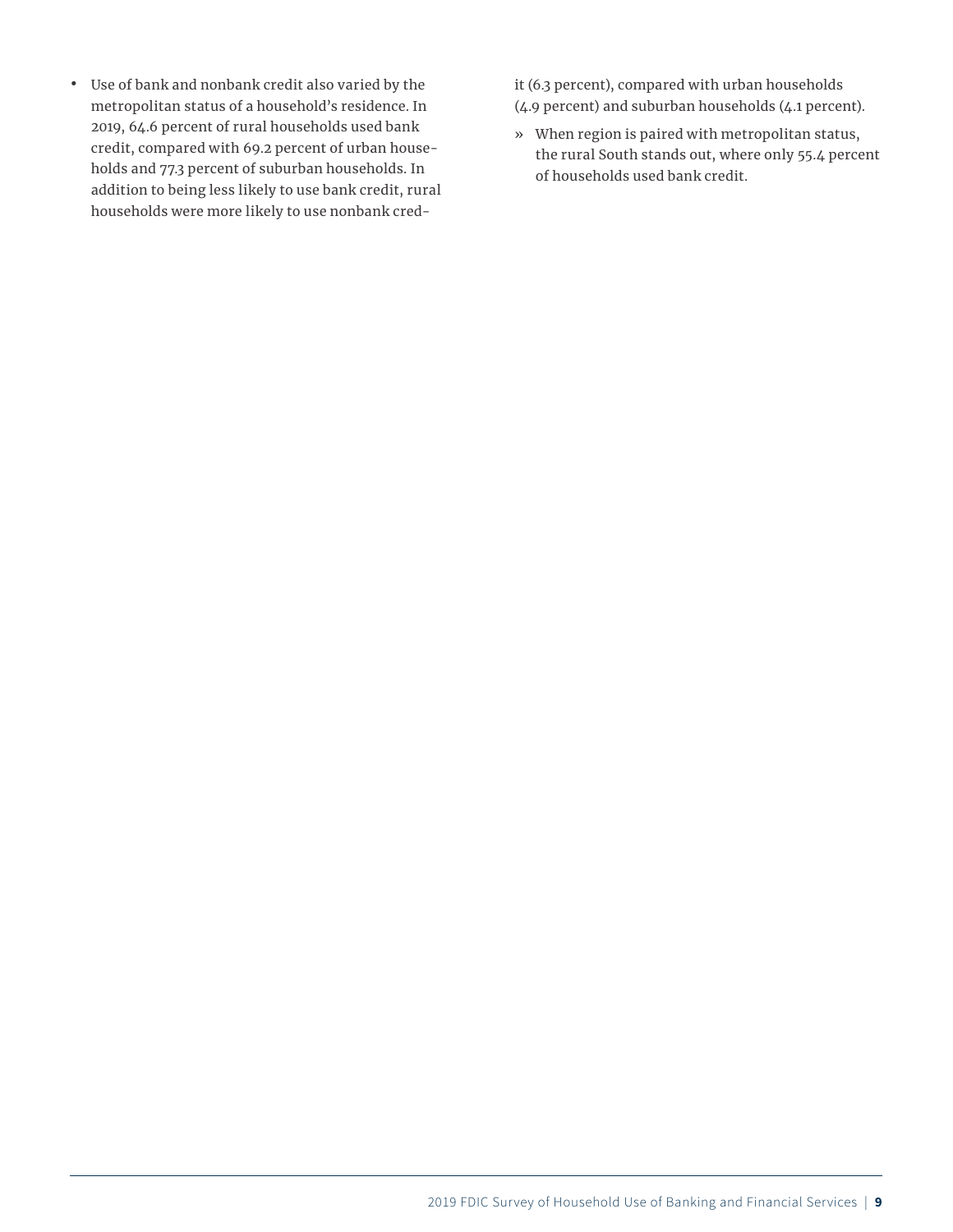- Use of bank and nonbank credit also varied by the metropolitan status of a household's residence. In 2019, 64.6 percent of rural households used bank credit, compared with 69.2 percent of urban households and 77.3 percent of suburban households. In addition to being less likely to use bank credit, rural households were more likely to use nonbank credit (6.3 percent), compared with urban households (4.9 percent) and suburban households (4.1 percent).
  - When region is paired with metropolitan status, the rural South stands out, where only 55.4 percent of households used bank credit.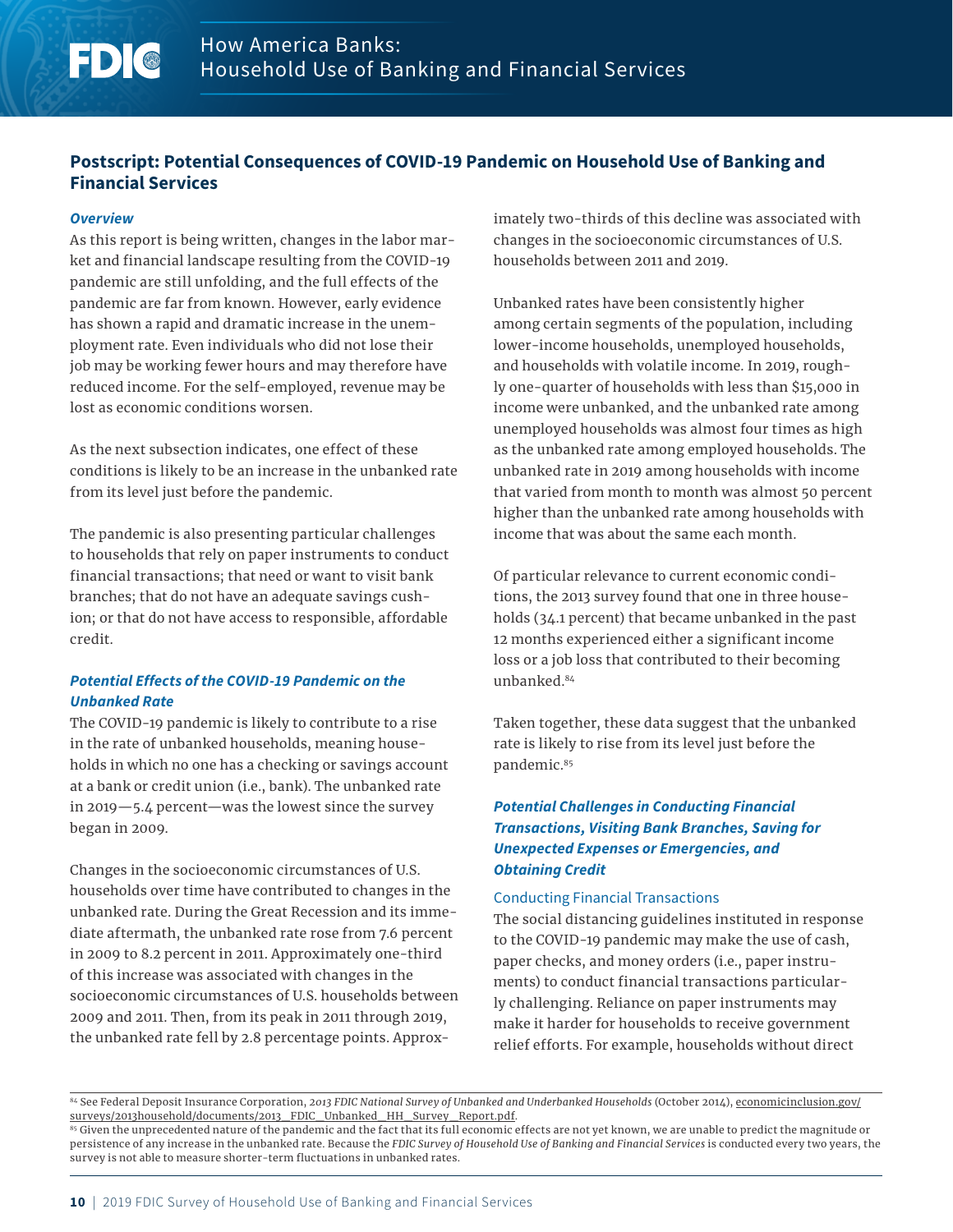## Postscript: Potential Consequences of COVID-19 Pandemic on Household Use of Banking and Financial Services

### *Overview*

As this report is being written, changes in the labor market and financial landscape resulting from the COVID-19 pandemic are still unfolding, and the full effects of the pandemic are far from known. However, early evidence has shown a rapid and dramatic increase in the unemployment rate. Even individuals who did not lose their job may be working fewer hours and may therefore have reduced income. For the self-employed, revenue may be lost as economic conditions worsen.

As the next subsection indicates, one effect of these conditions is likely to be an increase in the unbanked rate from its level just before the pandemic.

The pandemic is also presenting particular challenges to households that rely on paper instruments to conduct financial transactions; that need or want to visit bank branches; that do not have an adequate savings cushion; or that do not have access to responsible, affordable credit.

### *Potential Effects of the COVID-19 Pandemic on the Unbanked Rate*

The COVID-19 pandemic is likely to contribute to a rise in the rate of unbanked households, meaning households in which no one has a checking or savings account at a bank or credit union (i.e., bank). The unbanked rate in 2019—5.4 percent—was the lowest since the survey began in 2009.

Changes in the socioeconomic circumstances of U.S. households over time have contributed to changes in the unbanked rate. During the Great Recession and its immediate aftermath, the unbanked rate rose from 7.6 percent in 2009 to 8.2 percent in 2011. Approximately one-third of this increase was associated with changes in the socioeconomic circumstances of U.S. households between 2009 and 2011. Then, from its peak in 2011 through 2019, the unbanked rate fell by 2.8 percentage points. Approximately two-thirds of this decline was associated with changes in the socioeconomic circumstances of U.S. households between 2011 and 2019.

Unbanked rates have been consistently higher among certain segments of the population, including lower-income households, unemployed households, and households with volatile income. In 2019, roughly one-quarter of households with less than $15,000 in income were unbanked, and the unbanked rate among unemployed households was almost four times as high as the unbanked rate among employed households. The unbanked rate in 2019 among households with income that varied from month to month was almost 50 percent higher than the unbanked rate among households with income that was about the same each month.

Of particular relevance to current economic conditions, the 2013 survey found that one in three households (34.1 percent) that became unbanked in the past 12 months experienced either a significant income loss or a job loss that contributed to their becoming unbanked.[84]

Taken together, these data suggest that the unbanked rate is likely to rise from its level just before the pandemic.[85]

### *Potential Challenges in Conducting Financial Transactions, Visiting Bank Branches, Saving for Unexpected Expenses or Emergencies, and Obtaining Credit*

#### Conducting Financial Transactions

The social distancing guidelines instituted in response to the COVID-19 pandemic may make the use of cash, paper checks, and money orders (i.e., paper instruments) to conduct financial transactions particularly challenging. Reliance on paper instruments may make it harder for households to receive government relief efforts. For example, households without direct

---

[84] See Federal Deposit Insurance Corporation, *2013 FDIC National Survey of Unbanked and Underbanked Households* (October 2014), economicinclusion.gov/surveys/2013household/documents/2013_FDIC_Unbanked_HH_Survey_Report.pdf.

[85] Given the unprecedented nature of the pandemic and the fact that its full economic effects are not yet known, we are unable to predict the magnitude or persistence of any increase in the unbanked rate. Because the *FDIC Survey of Household Use of Banking and Financial Services* is conducted every two years, the survey is not able to measure shorter-term fluctuations in unbanked rates.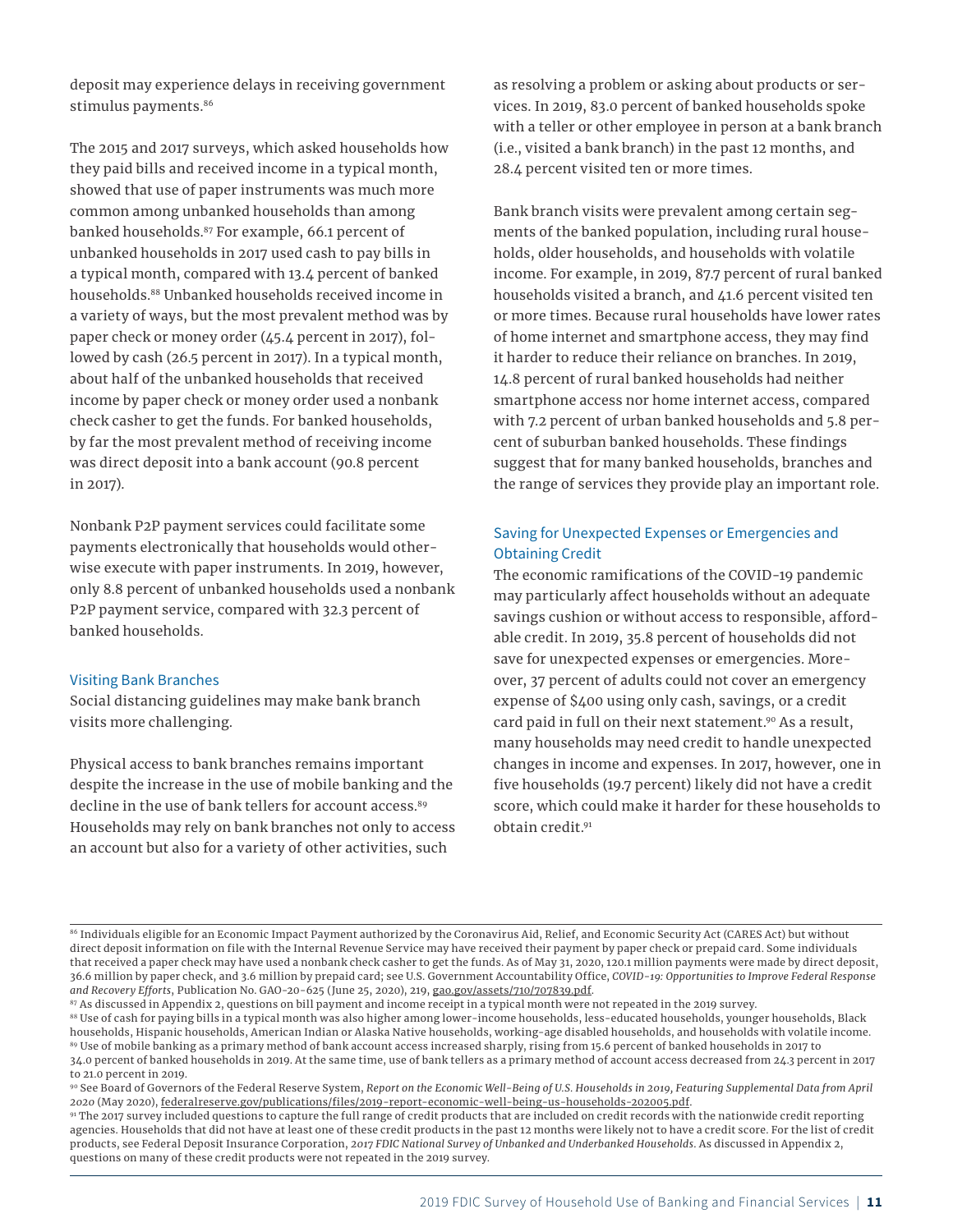deposit may experience delays in receiving government stimulus payments.[86]

The 2015 and 2017 surveys, which asked households how they paid bills and received income in a typical month, showed that use of paper instruments was much more common among unbanked households than among banked households.[87] For example, 66.1 percent of unbanked households in 2017 used cash to pay bills in a typical month, compared with 13.4 percent of banked households.[88] Unbanked households received income in a variety of ways, but the most prevalent method was by paper check or money order (45.4 percent in 2017), followed by cash (26.5 percent in 2017). In a typical month, about half of the unbanked households that received income by paper check or money order used a nonbank check casher to get the funds. For banked households, by far the most prevalent method of receiving income was direct deposit into a bank account (90.8 percent in 2017).

Nonbank P2P payment services could facilitate some payments electronically that households would otherwise execute with paper instruments. In 2019, however, only 8.8 percent of unbanked households used a nonbank P2P payment service, compared with 32.3 percent of banked households.

### Visiting Bank Branches

Social distancing guidelines may make bank branch visits more challenging.

Physical access to bank branches remains important despite the increase in the use of mobile banking and the decline in the use of bank tellers for account access.[89] Households may rely on bank branches not only to access an account but also for a variety of other activities, such as resolving a problem or asking about products or services. In 2019, 83.0 percent of banked households spoke with a teller or other employee in person at a bank branch (i.e., visited a bank branch) in the past 12 months, and 28.4 percent visited ten or more times.

Bank branch visits were prevalent among certain segments of the banked population, including rural households, older households, and households with volatile income. For example, in 2019, 87.7 percent of rural banked households visited a branch, and 41.6 percent visited ten or more times. Because rural households have lower rates of home internet and smartphone access, they may find it harder to reduce their reliance on branches. In 2019, 14.8 percent of rural banked households had neither smartphone access nor home internet access, compared with 7.2 percent of urban banked households and 5.8 percent of suburban banked households. These findings suggest that for many banked households, branches and the range of services they provide play an important role.

### Saving for Unexpected Expenses or Emergencies and Obtaining Credit

The economic ramifications of the COVID-19 pandemic may particularly affect households without an adequate savings cushion or without access to responsible, affordable credit. In 2019, 35.8 percent of households did not save for unexpected expenses or emergencies. Moreover, 37 percent of adults could not cover an emergency expense of $400 using only cash, savings, or a credit card paid in full on their next statement.[90] As a result, many households may need credit to handle unexpected changes in income and expenses. In 2017, however, one in five households (19.7 percent) likely did not have a credit score, which could make it harder for these households to obtain credit.[91]

---

[86] Individuals eligible for an Economic Impact Payment authorized by the Coronavirus Aid, Relief, and Economic Security Act (CARES Act) but without direct deposit information on file with the Internal Revenue Service may have received their payment by paper check or prepaid card. Some individuals that received a paper check may have used a nonbank check casher to get the funds. As of May 31, 2020, 120.1 million payments were made by direct deposit, 36.6 million by paper check, and 3.6 million by prepaid card; see U.S. Government Accountability Office, *COVID-19: Opportunities to Improve Federal Response and Recovery Efforts*, Publication No. GAO-20-625 (June 25, 2020), 219, gao.gov/assets/710/707839.pdf.

[87] As discussed in Appendix 2, questions on bill payment and income receipt in a typical month were not repeated in the 2019 survey.

[88] Use of cash for paying bills in a typical month was also higher among lower-income households, less-educated households, younger households, Black households, Hispanic households, American Indian or Alaska Native households, working-age disabled households, and households with volatile income.

[89] Use of mobile banking as a primary method of bank account access increased sharply, rising from 15.6 percent of banked households in 2017 to 34.0 percent of banked households in 2019. At the same time, use of bank tellers as a primary method of account access decreased from 24.3 percent in 2017 to 21.0 percent in 2019.

[90] See Board of Governors of the Federal Reserve System, *Report on the Economic Well-Being of U.S. Households in 2019, Featuring Supplemental Data from April 2020* (May 2020), federalreserve.gov/publications/files/2019-report-economic-well-being-us-households-202005.pdf.

[91] The 2017 survey included questions to capture the full range of credit products that are included on credit records with the nationwide credit reporting agencies. Households that did not have at least one of these credit products in the past 12 months were likely not to have a credit score. For the list of credit products, see Federal Deposit Insurance Corporation, *2017 FDIC National Survey of Unbanked and Underbanked Households*. As discussed in Appendix 2, questions on many of these credit products were not repeated in the 2019 survey.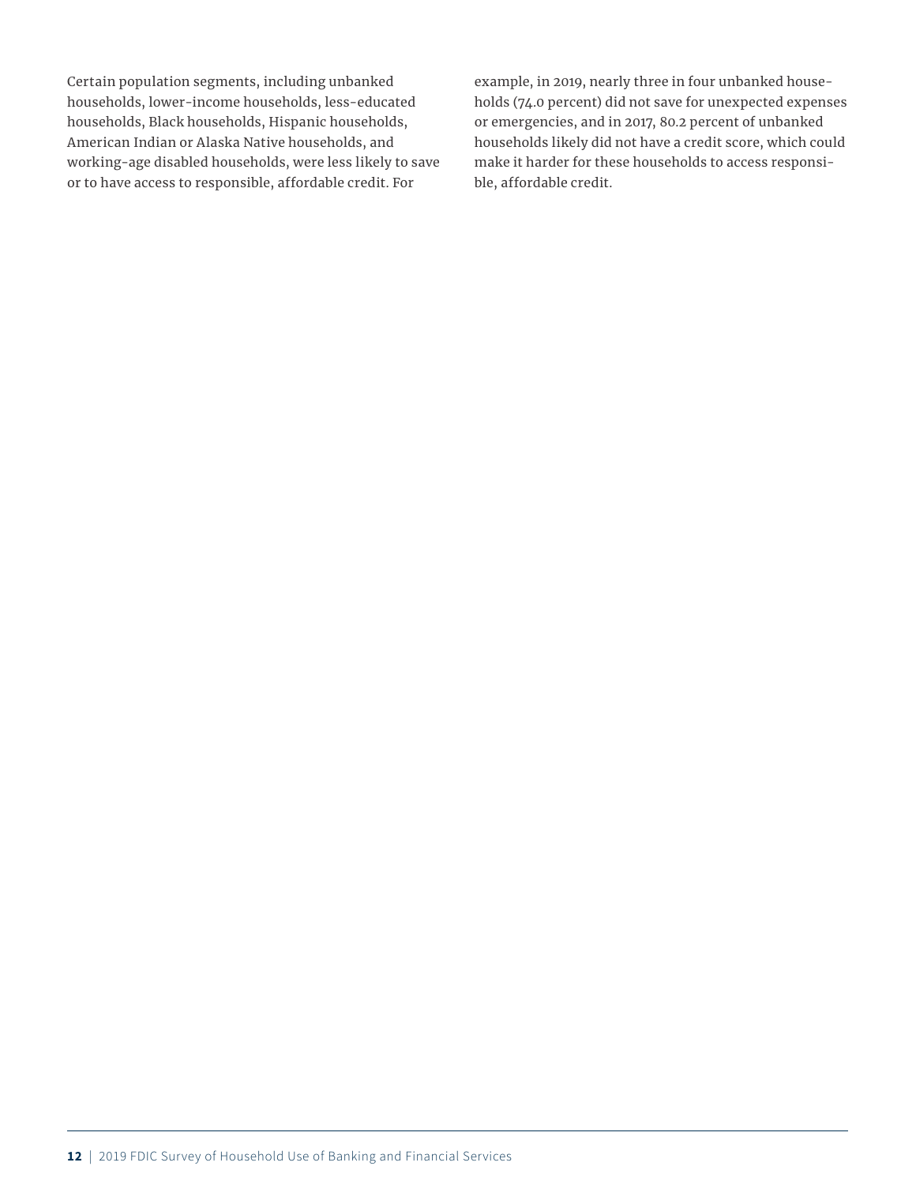Certain population segments, including unbanked households, lower-income households, less-educated households, Black households, Hispanic households, American Indian or Alaska Native households, and working-age disabled households, were less likely to save or to have access to responsible, affordable credit. For example, in 2019, nearly three in four unbanked households (74.0 percent) did not save for unexpected expenses or emergencies, and in 2017, 80.2 percent of unbanked households likely did not have a credit score, which could make it harder for these households to access responsible, affordable credit.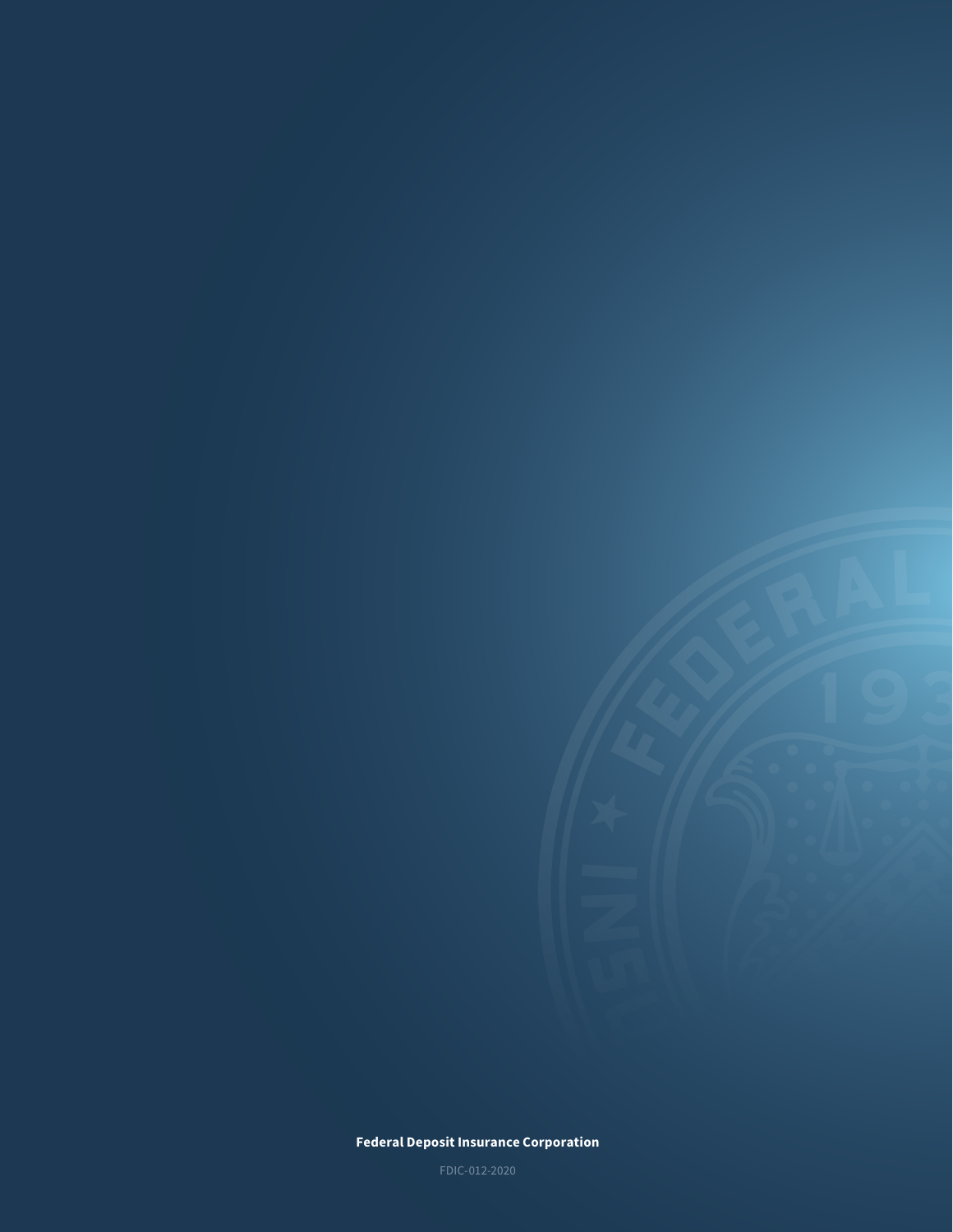**Federal Deposit Insurance Corporation**

FDIC-012-2020